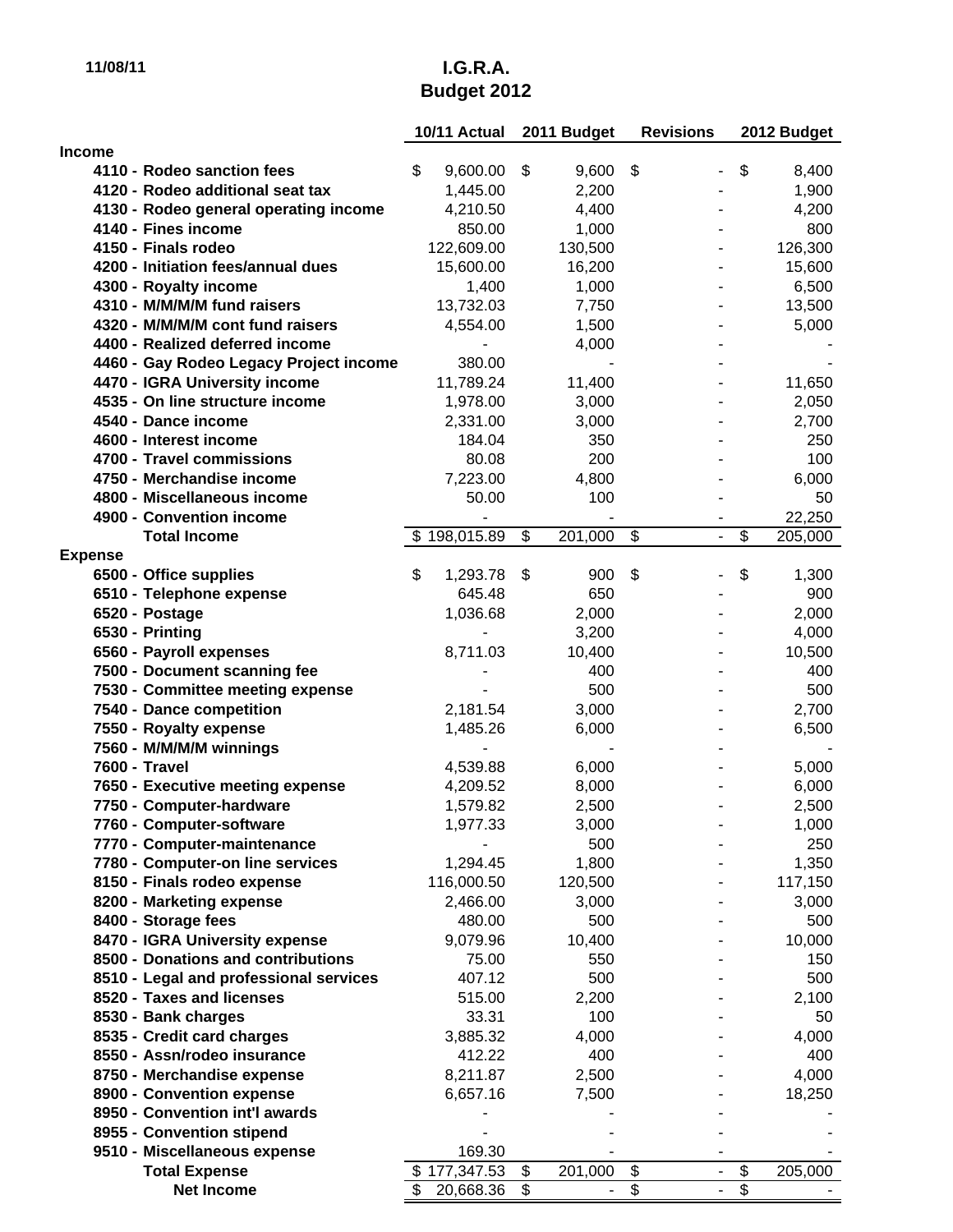11/08/11

# I.G.R.A.
## Budget 2012

| | 10/11 Actual | 2011 Budget | Revisions | 2012 Budget |
|---|---|---|---|---|
| **Income** | | | | |
| 4110 - Rodeo sanction fees | $ 9,600.00 | $ 9,600 | $ - | $ 8,400 |
| 4120 - Rodeo additional seat tax | 1,445.00 | 2,200 | - | 1,900 |
| 4130 - Rodeo general operating income | 4,210.50 | 4,400 | - | 4,200 |
| 4140 - Fines income | 850.00 | 1,000 | - | 800 |
| 4150 - Finals rodeo | 122,609.00 | 130,500 | - | 126,300 |
| 4200 - Initiation fees/annual dues | 15,600.00 | 16,200 | - | 15,600 |
| 4300 - Royalty income | 1,400 | 1,000 | - | 6,500 |
| 4310 - M/M/M/M fund raisers | 13,732.03 | 7,750 | - | 13,500 |
| 4320 - M/M/M/M cont fund raisers | 4,554.00 | 1,500 | - | 5,000 |
| 4400 - Realized deferred income | - | 4,000 | - | - |
| 4460 - Gay Rodeo Legacy Project income | 380.00 | - | - | - |
| 4470 - IGRA University income | 11,789.24 | 11,400 | - | 11,650 |
| 4535 - On line structure income | 1,978.00 | 3,000 | - | 2,050 |
| 4540 - Dance income | 2,331.00 | 3,000 | - | 2,700 |
| 4600 - Interest income | 184.04 | 350 | - | 250 |
| 4700 - Travel commissions | 80.08 | 200 | - | 100 |
| 4750 - Merchandise income | 7,223.00 | 4,800 | - | 6,000 |
| 4800 - Miscellaneous income | 50.00 | 100 | - | 50 |
| 4900 - Convention income | - | - | - | 22,250 |
| **Total Income** | $ 198,015.89 | $ 201,000 | $ - | $ 205,000 |
| **Expense** | | | | |
| 6500 - Office supplies | $ 1,293.78 | $ 900 | $ - | $ 1,300 |
| 6510 - Telephone expense | 645.48 | 650 | - | 900 |
| 6520 - Postage | 1,036.68 | 2,000 | - | 2,000 |
| 6530 - Printing | - | 3,200 | - | 4,000 |
| 6560 - Payroll expenses | 8,711.03 | 10,400 | - | 10,500 |
| 7500 - Document scanning fee | - | 400 | - | 400 |
| 7530 - Committee meeting expense | - | 500 | - | 500 |
| 7540 - Dance competition | 2,181.54 | 3,000 | - | 2,700 |
| 7550 - Royalty expense | 1,485.26 | 6,000 | - | 6,500 |
| 7560 - M/M/M/M winnings | - | - | - | - |
| 7600 - Travel | 4,539.88 | 6,000 | - | 5,000 |
| 7650 - Executive meeting expense | 4,209.52 | 8,000 | - | 6,000 |
| 7750 - Computer-hardware | 1,579.82 | 2,500 | - | 2,500 |
| 7760 - Computer-software | 1,977.33 | 3,000 | - | 1,000 |
| 7770 - Computer-maintenance | - | 500 | - | 250 |
| 7780 - Computer-on line services | 1,294.45 | 1,800 | - | 1,350 |
| 8150 - Finals rodeo expense | 116,000.50 | 120,500 | - | 117,150 |
| 8200 - Marketing expense | 2,466.00 | 3,000 | - | 3,000 |
| 8400 - Storage fees | 480.00 | 500 | - | 500 |
| 8470 - IGRA University expense | 9,079.96 | 10,400 | - | 10,000 |
| 8500 - Donations and contributions | 75.00 | 550 | - | 150 |
| 8510 - Legal and professional services | 407.12 | 500 | - | 500 |
| 8520 - Taxes and licenses | 515.00 | 2,200 | - | 2,100 |
| 8530 - Bank charges | 33.31 | 100 | - | 50 |
| 8535 - Credit card charges | 3,885.32 | 4,000 | - | 4,000 |
| 8550 - Assn/rodeo insurance | 412.22 | 400 | - | 400 |
| 8750 - Merchandise expense | 8,211.87 | 2,500 | - | 4,000 |
| 8900 - Convention expense | 6,657.16 | 7,500 | - | 18,250 |
| 8950 - Convention int'l awards | - | - | - | - |
| 8955 - Convention stipend | - | - | - | - |
| 9510 - Miscellaneous expense | 169.30 | - | - | - |
| **Total Expense** | $ 177,347.53 | $ 201,000 | $ - | $ 205,000 |
| **Net Income** | $ 20,668.36 | $ - | $ - | $ - |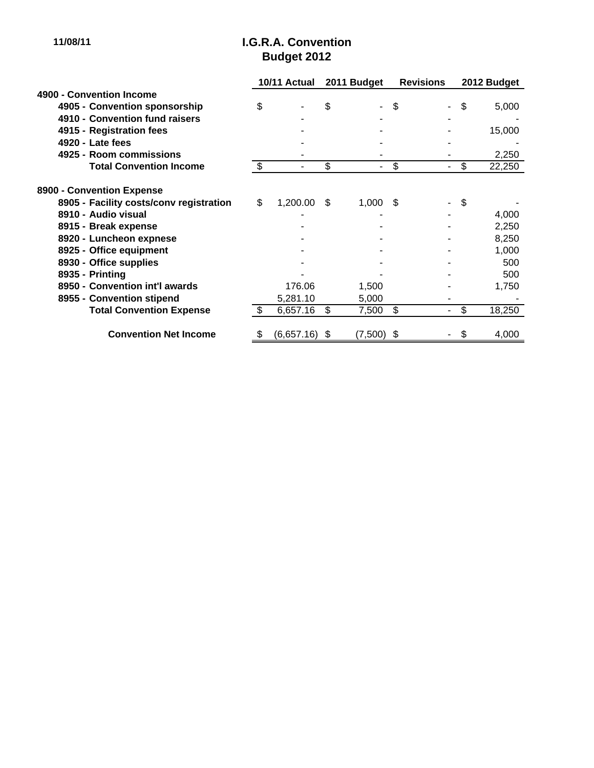11/08/11

# I.G.R.A. Convention
## Budget 2012

| | 10/11 Actual | 2011 Budget | Revisions | 2012 Budget |
|---|---|---|---|---|
| **4900 - Convention Income** | | | | |
| **4905 - Convention sponsorship** | $ - | $ - | $ - | $ 5,000 |
| **4910 - Convention fund raisers** | - | - | - | - |
| **4915 - Registration fees** | - | - | - | 15,000 |
| **4920 - Late fees** | - | - | - | - |
| **4925 - Room commissions** | - | - | - | 2,250 |
| **Total Convention Income** | $ - | $ - | $ - | $ 22,250 |
| | | | | |
| **8900 - Convention Expense** | | | | |
| **8905 - Facility costs/conv registration** | $ 1,200.00 | $ 1,000 | $ - | $ - |
| **8910 - Audio visual** | - | - | - | 4,000 |
| **8915 - Break expense** | - | - | - | 2,250 |
| **8920 - Luncheon expnese** | - | - | - | 8,250 |
| **8925 - Office equipment** | - | - | - | 1,000 |
| **8930 - Office supplies** | - | - | - | 500 |
| **8935 - Printing** | - | - | - | 500 |
| **8950 - Convention int'l awards** | 176.06 | 1,500 | - | 1,750 |
| **8955 - Convention stipend** | 5,281.10 | 5,000 | - | - |
| **Total Convention Expense** | $ 6,657.16 | $ 7,500 | $ - | $ 18,250 |
| | | | | |
| **Convention Net Income** | $ (6,657.16) | $ (7,500) | $ - | $ 4,000 |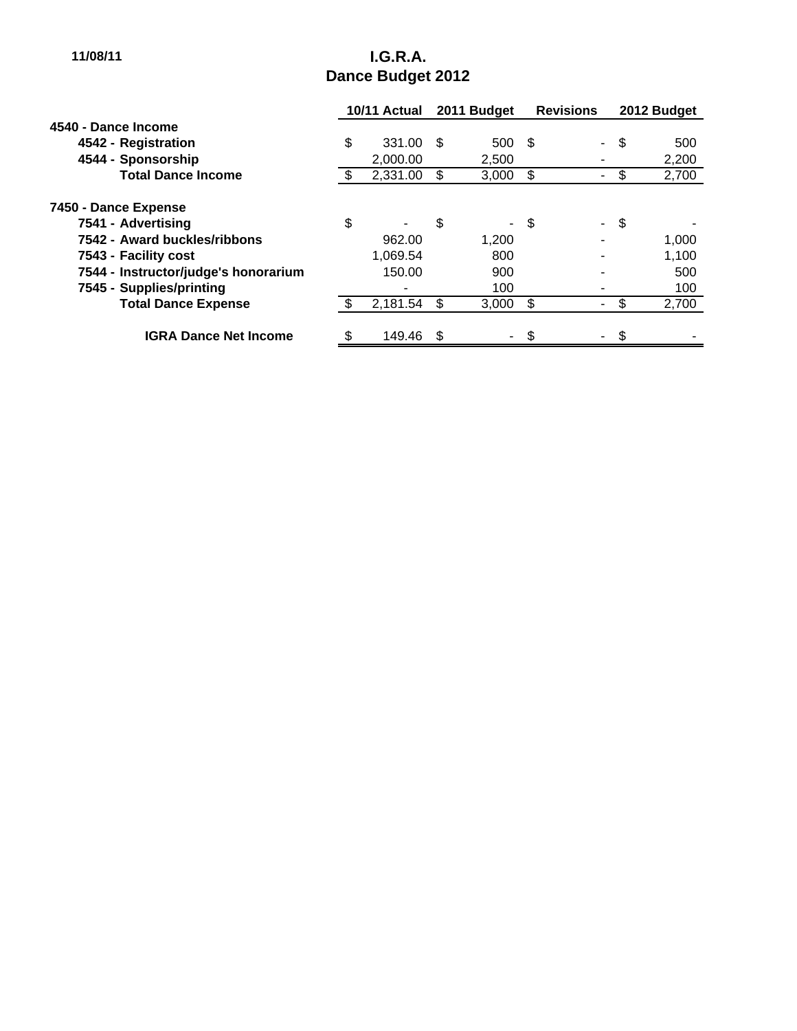11/08/11

# I.G.R.A.
## Dance Budget 2012

| | 10/11 Actual | 2011 Budget | Revisions | 2012 Budget |
|---|---|---|---|---|
| **4540 - Dance Income** | | | | |
| **4542 - Registration** | $ 331.00 | $ 500 | $ - | $ 500 |
| **4544 - Sponsorship** | 2,000.00 | 2,500 | - | 2,200 |
| **Total Dance Income** | $ 2,331.00 | $ 3,000 | $ - | $ 2,700 |
| | | | | |
| **7450 - Dance Expense** | | | | |
| **7541 - Advertising** | $ - | $ - | $ - | $ - |
| **7542 - Award buckles/ribbons** | 962.00 | 1,200 | - | 1,000 |
| **7543 - Facility cost** | 1,069.54 | 800 | - | 1,100 |
| **7544 - Instructor/judge's honorarium** | 150.00 | 900 | - | 500 |
| **7545 - Supplies/printing** | - | 100 | - | 100 |
| **Total Dance Expense** | $ 2,181.54 | $ 3,000 | $ - | $ 2,700 |
| | | | | |
| **IGRA Dance Net Income** | $ 149.46 | $ - | $ - | $ - |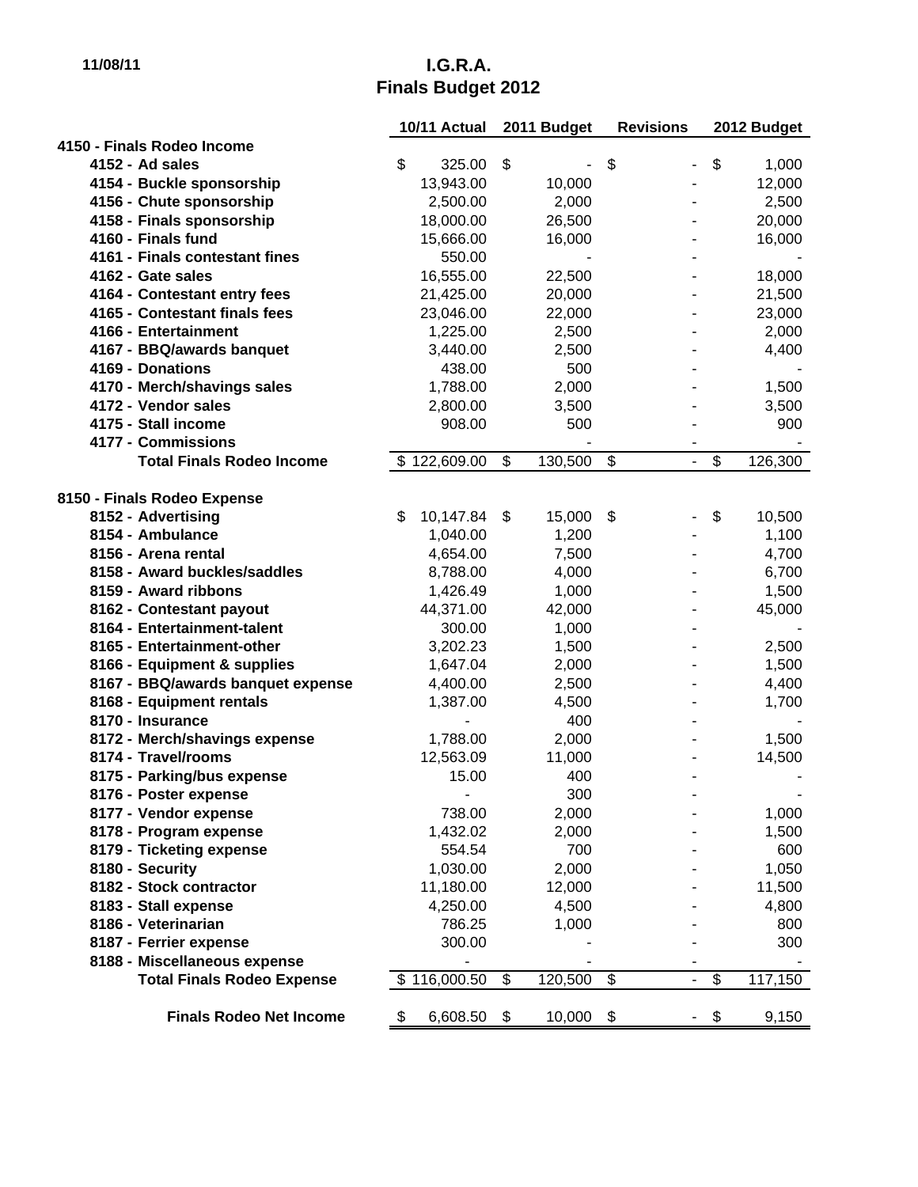11/08/11

# I.G.R.A.
## Finals Budget 2012

| | 10/11 Actual | 2011 Budget | Revisions | 2012 Budget |
|---|---|---|---|---|
| **4150 - Finals Rodeo Income** | | | | |
| **4152 - Ad sales** | $ 325.00 | $ - | $ - | $ 1,000 |
| **4154 - Buckle sponsorship** | 13,943.00 | 10,000 | - | 12,000 |
| **4156 - Chute sponsorship** | 2,500.00 | 2,000 | - | 2,500 |
| **4158 - Finals sponsorship** | 18,000.00 | 26,500 | - | 20,000 |
| **4160 - Finals fund** | 15,666.00 | 16,000 | - | 16,000 |
| **4161 - Finals contestant fines** | 550.00 | - | - | - |
| **4162 - Gate sales** | 16,555.00 | 22,500 | - | 18,000 |
| **4164 - Contestant entry fees** | 21,425.00 | 20,000 | - | 21,500 |
| **4165 - Contestant finals fees** | 23,046.00 | 22,000 | - | 23,000 |
| **4166 - Entertainment** | 1,225.00 | 2,500 | - | 2,000 |
| **4167 - BBQ/awards banquet** | 3,440.00 | 2,500 | - | 4,400 |
| **4169 - Donations** | 438.00 | 500 | - | - |
| **4170 - Merch/shavings sales** | 1,788.00 | 2,000 | - | 1,500 |
| **4172 - Vendor sales** | 2,800.00 | 3,500 | - | 3,500 |
| **4175 - Stall income** | 908.00 | 500 | - | 900 |
| **4177 - Commissions** | | - | - | - |
| **Total Finals Rodeo Income** | $ 122,609.00 | $ 130,500 | $ - | $ 126,300 |
| | | | | |
| **8150 - Finals Rodeo Expense** | | | | |
| **8152 - Advertising** | $ 10,147.84 | $ 15,000 | $ - | $ 10,500 |
| **8154 - Ambulance** | 1,040.00 | 1,200 | - | 1,100 |
| **8156 - Arena rental** | 4,654.00 | 7,500 | - | 4,700 |
| **8158 - Award buckles/saddles** | 8,788.00 | 4,000 | - | 6,700 |
| **8159 - Award ribbons** | 1,426.49 | 1,000 | - | 1,500 |
| **8162 - Contestant payout** | 44,371.00 | 42,000 | - | 45,000 |
| **8164 - Entertainment-talent** | 300.00 | 1,000 | - | - |
| **8165 - Entertainment-other** | 3,202.23 | 1,500 | - | 2,500 |
| **8166 - Equipment & supplies** | 1,647.04 | 2,000 | - | 1,500 |
| **8167 - BBQ/awards banquet expense** | 4,400.00 | 2,500 | - | 4,400 |
| **8168 - Equipment rentals** | 1,387.00 | 4,500 | - | 1,700 |
| **8170 - Insurance** | - | 400 | - | - |
| **8172 - Merch/shavings expense** | 1,788.00 | 2,000 | - | 1,500 |
| **8174 - Travel/rooms** | 12,563.09 | 11,000 | - | 14,500 |
| **8175 - Parking/bus expense** | 15.00 | 400 | - | - |
| **8176 - Poster expense** | - | 300 | - | - |
| **8177 - Vendor expense** | 738.00 | 2,000 | - | 1,000 |
| **8178 - Program expense** | 1,432.02 | 2,000 | - | 1,500 |
| **8179 - Ticketing expense** | 554.54 | 700 | - | 600 |
| **8180 - Security** | 1,030.00 | 2,000 | - | 1,050 |
| **8182 - Stock contractor** | 11,180.00 | 12,000 | - | 11,500 |
| **8183 - Stall expense** | 4,250.00 | 4,500 | - | 4,800 |
| **8186 - Veterinarian** | 786.25 | 1,000 | - | 800 |
| **8187 - Ferrier expense** | 300.00 | - | - | 300 |
| **8188 - Miscellaneous expense** | - | - | - | - |
| **Total Finals Rodeo Expense** | $ 116,000.50 | $ 120,500 | $ - | $ 117,150 |
| | | | | |
| **Finals Rodeo Net Income** | $ 6,608.50 | $ 10,000 | $ - | $ 9,150 |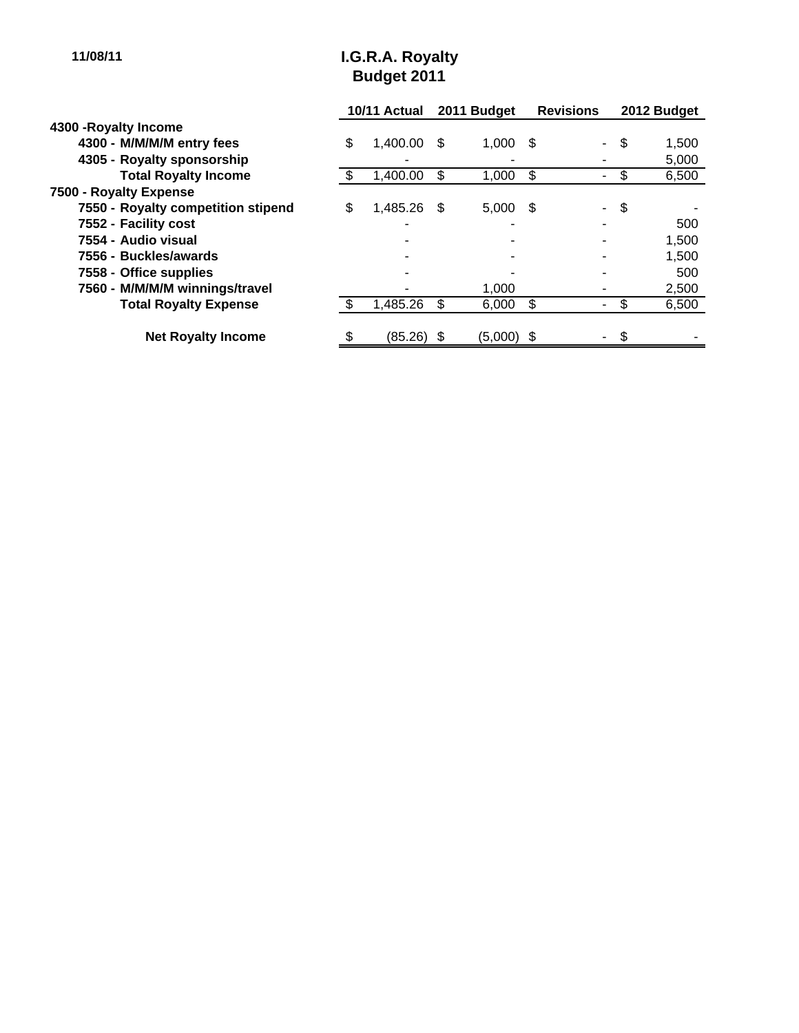11/08/11

# I.G.R.A. Royalty
## Budget 2011

| | 10/11 Actual | 2011 Budget | Revisions | 2012 Budget |
|---|---|---|---|---|
| **4300 -Royalty Income** | | | | |
| **4300 - M/M/M/M entry fees** | $ 1,400.00 | $ 1,000 | $ - | $ 1,500 |
| **4305 - Royalty sponsorship** | - | - | - | 5,000 |
| **Total Royalty Income** | $ 1,400.00 | $ 1,000 | $ - | $ 6,500 |
| **7500 - Royalty Expense** | | | | |
| **7550 - Royalty competition stipend** | $ 1,485.26 | $ 5,000 | $ - | $ - |
| **7552 - Facility cost** | - | - | - | 500 |
| **7554 - Audio visual** | - | - | - | 1,500 |
| **7556 - Buckles/awards** | - | - | - | 1,500 |
| **7558 - Office supplies** | - | - | - | 500 |
| **7560 - M/M/M/M winnings/travel** | - | 1,000 | - | 2,500 |
| **Total Royalty Expense** | $ 1,485.26 | $ 6,000 | $ - | $ 6,500 |
| **Net Royalty Income** | $ (85.26) | $ (5,000) | $ - | $ - |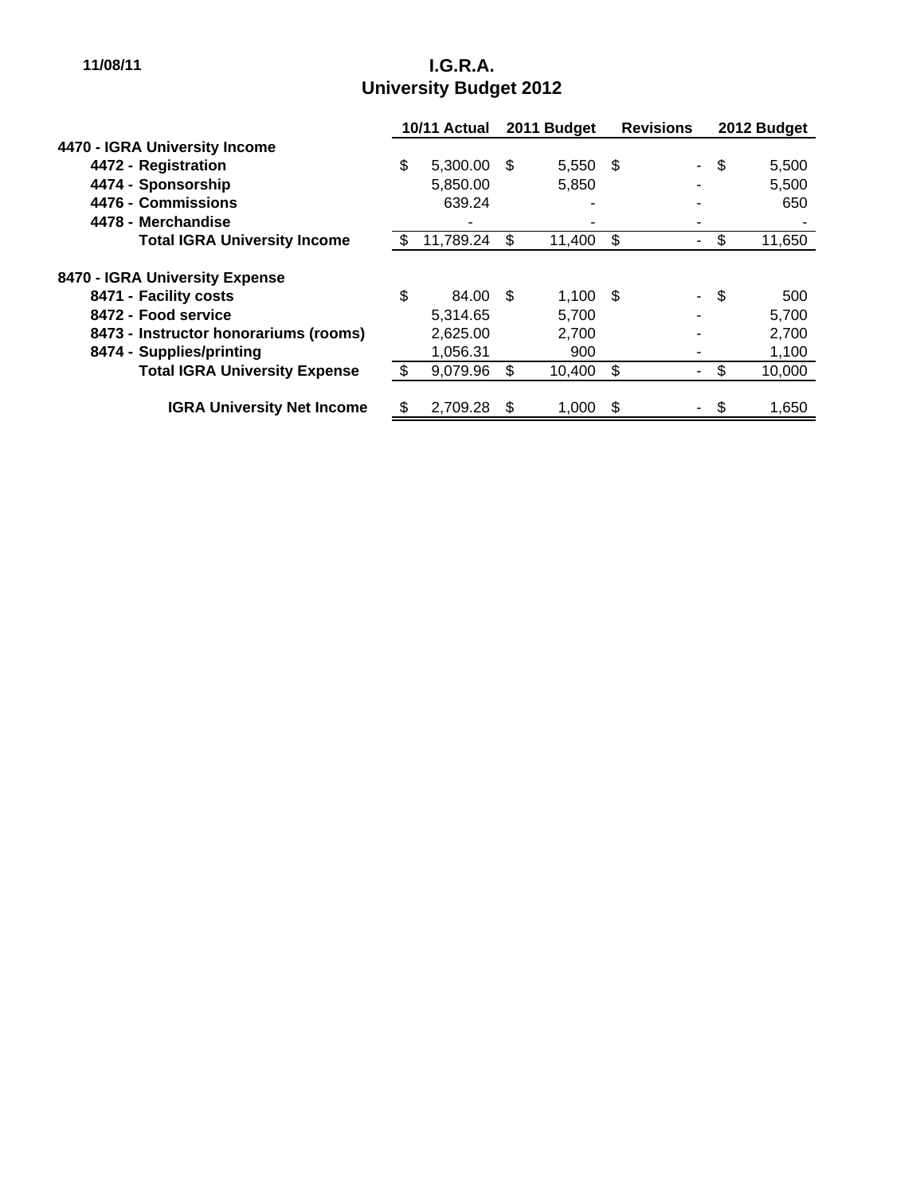11/08/11

# I.G.R.A.
## University Budget 2012

| | 10/11 Actual | 2011 Budget | Revisions | 2012 Budget |
|---|---|---|---|---|
| **4470 - IGRA University Income** | | | | |
| **4472 - Registration** | $ 5,300.00 | $ 5,550 | $ - | $ 5,500 |
| **4474 - Sponsorship** | 5,850.00 | 5,850 | - | 5,500 |
| **4476 - Commissions** | 639.24 | - | - | 650 |
| **4478 - Merchandise** | - | - | - | - |
| **Total IGRA University Income** | $ 11,789.24 | $ 11,400 | $ - | $ 11,650 |
| | | | | |
| **8470 - IGRA University Expense** | | | | |
| **8471 - Facility costs** | $ 84.00 | $ 1,100 | $ - | $ 500 |
| **8472 - Food service** | 5,314.65 | 5,700 | - | 5,700 |
| **8473 - Instructor honorariums (rooms)** | 2,625.00 | 2,700 | - | 2,700 |
| **8474 - Supplies/printing** | 1,056.31 | 900 | - | 1,100 |
| **Total IGRA University Expense** | $ 9,079.96 | $ 10,400 | $ - | $ 10,000 |
| | | | | |
| **IGRA University Net Income** | $ 2,709.28 | $ 1,000 | $ - | $ 1,650 |